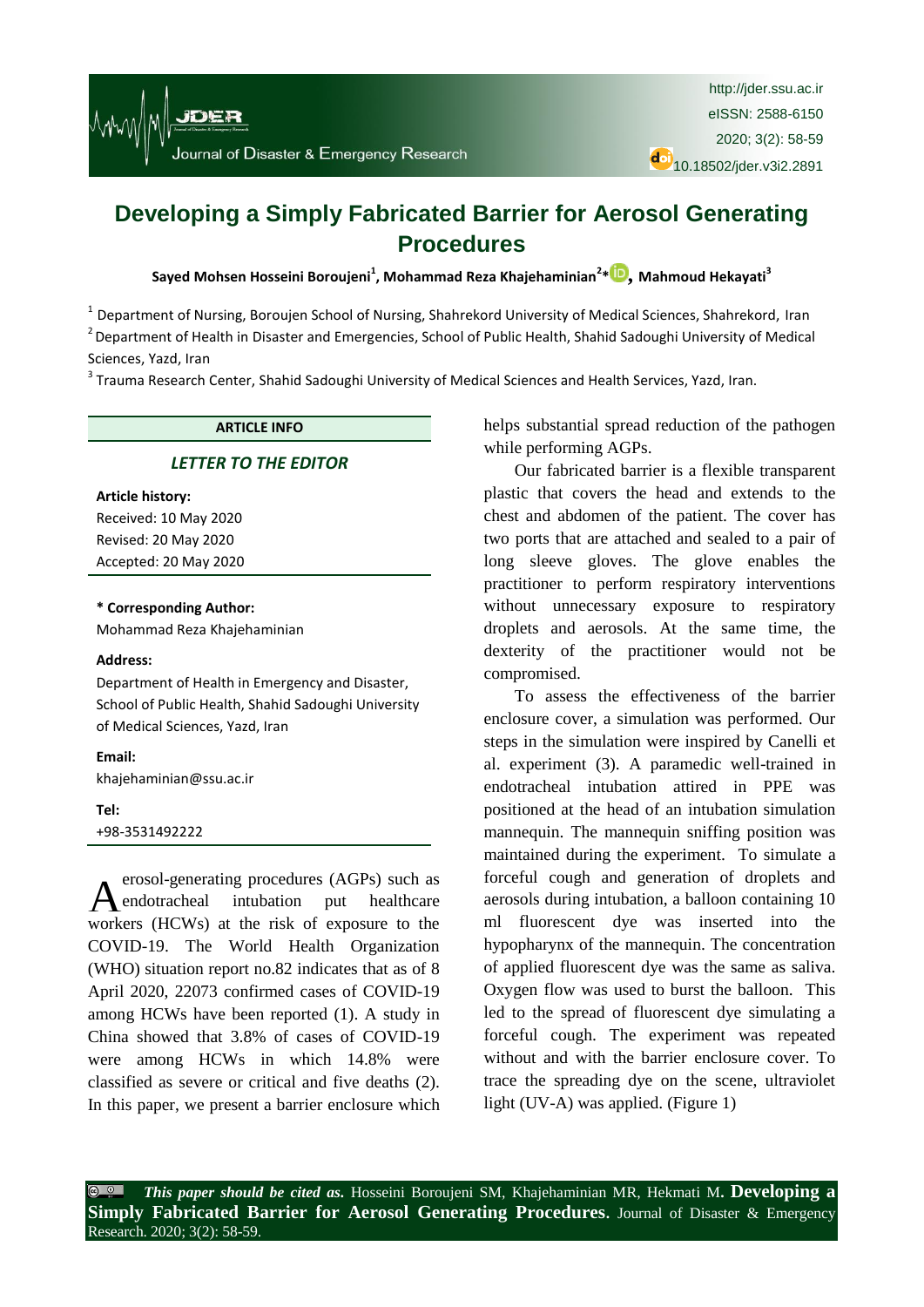# Developing a Simply Fabricated Barrier for Aerosol Generating Procedures

**Sayed Mohsen Hosseini Boroujeni[1], Mohammad Reza Khajehaminian[2]*, Mahmoud Hekayati[3]**

[1] Department of Nursing, Boroujen School of Nursing, Shahrekord University of Medical Sciences, Shahrekord, Iran

[2] Department of Health in Disaster and Emergencies, School of Public Health, Shahid Sadoughi University of Medical Sciences, Yazd, Iran

[3] Trauma Research Center, Shahid Sadoughi University of Medical Sciences and Health Services, Yazd, Iran.

**ARTICLE INFO**

***LETTER TO THE EDITOR***

**Article history:**
Received: 10 May 2020
Revised: 20 May 2020
Accepted: 20 May 2020

**\* Corresponding Author:**
Mohammad Reza Khajehaminian

**Address:**
Department of Health in Emergency and Disaster, School of Public Health, Shahid Sadoughi University of Medical Sciences, Yazd, Iran

**Email:**
khajehaminian@ssu.ac.ir

**Tel:**
+98-3531492222

Aerosol-generating procedures (AGPs) such as endotracheal intubation put healthcare workers (HCWs) at the risk of exposure to the COVID-19. The World Health Organization (WHO) situation report no.82 indicates that as of 8 April 2020, 22073 confirmed cases of COVID-19 among HCWs have been reported (1). A study in China showed that 3.8% of cases of COVID-19 were among HCWs in which 14.8% were classified as severe or critical and five deaths (2). In this paper, we present a barrier enclosure which helps substantial spread reduction of the pathogen while performing AGPs.

Our fabricated barrier is a flexible transparent plastic that covers the head and extends to the chest and abdomen of the patient. The cover has two ports that are attached and sealed to a pair of long sleeve gloves. The glove enables the practitioner to perform respiratory interventions without unnecessary exposure to respiratory droplets and aerosols. At the same time, the dexterity of the practitioner would not be compromised.

To assess the effectiveness of the barrier enclosure cover, a simulation was performed. Our steps in the simulation were inspired by Canelli et al. experiment (3). A paramedic well-trained in endotracheal intubation attired in PPE was positioned at the head of an intubation simulation mannequin. The mannequin sniffing position was maintained during the experiment. To simulate a forceful cough and generation of droplets and aerosols during intubation, a balloon containing 10 ml fluorescent dye was inserted into the hypopharynx of the mannequin. The concentration of applied fluorescent dye was the same as saliva. Oxygen flow was used to burst the balloon. This led to the spread of fluorescent dye simulating a forceful cough. The experiment was repeated without and with the barrier enclosure cover. To trace the spreading dye on the scene, ultraviolet light (UV-A) was applied. (Figure 1)

***This paper should be cited as.*** Hosseini Boroujeni SM, Khajehaminian MR, Hekmati M. **Developing a Simply Fabricated Barrier for Aerosol Generating Procedures**. Journal of Disaster & Emergency Research. 2020; 3(2): 58-59.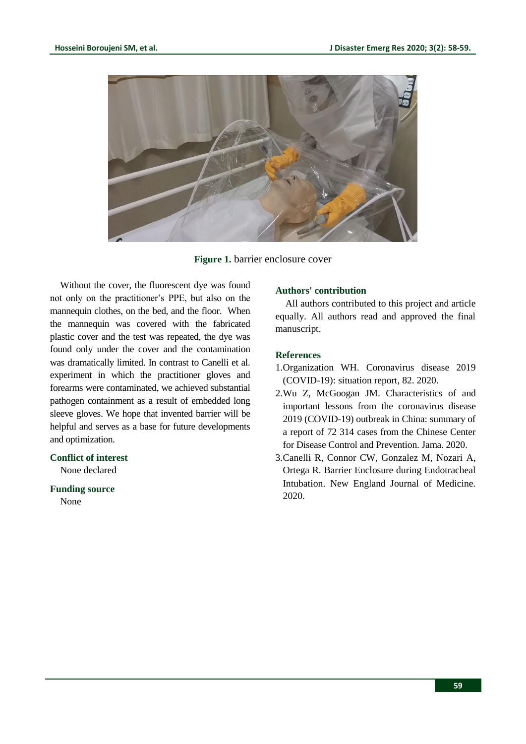**Figure 1.** barrier enclosure cover

Without the cover, the fluorescent dye was found not only on the practitioner's PPE, but also on the mannequin clothes, on the bed, and the floor. When the mannequin was covered with the fabricated plastic cover and the test was repeated, the dye was found only under the cover and the contamination was dramatically limited. In contrast to Canelli et al. experiment in which the practitioner gloves and forearms were contaminated, we achieved substantial pathogen containment as a result of embedded long sleeve gloves. We hope that invented barrier will be helpful and serves as a base for future developments and optimization.

## Conflict of interest

None declared

## Funding source

None

## Authors' contribution

All authors contributed to this project and article equally. All authors read and approved the final manuscript.

## References

1. Organization WH. Coronavirus disease 2019 (COVID-19): situation report, 82. 2020.
2. Wu Z, McGoogan JM. Characteristics of and important lessons from the coronavirus disease 2019 (COVID-19) outbreak in China: summary of a report of 72 314 cases from the Chinese Center for Disease Control and Prevention. Jama. 2020.
3. Canelli R, Connor CW, Gonzalez M, Nozari A, Ortega R. Barrier Enclosure during Endotracheal Intubation. New England Journal of Medicine. 2020.